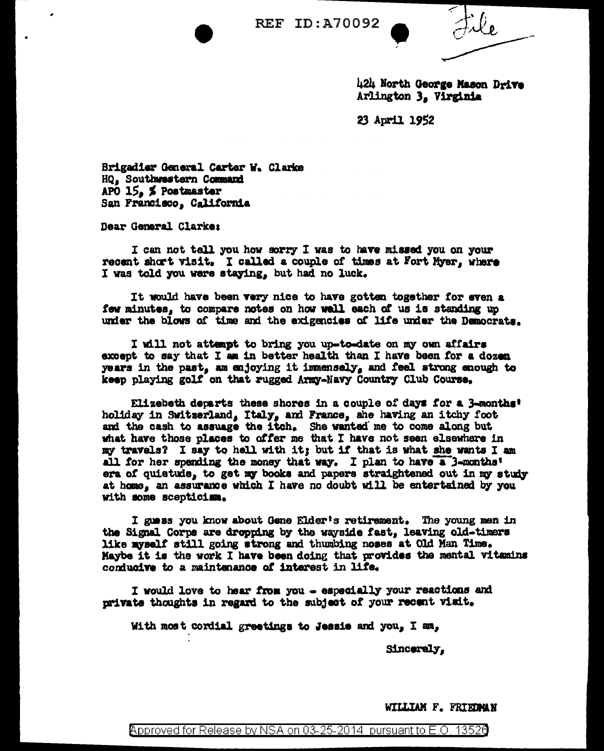REF ID:A70092

File

424 North George Mason Drive
Arlington 3, Virginia

23 April 1952

Brigadier General Carter W. Clarke
HQ, Southwestern Command
APO 15, % Postmaster
San Francisco, California

Dear General Clarke:

I can not tell you how sorry I was to have missed you on your recent short visit. I called a couple of times at Fort Myer, where I was told you were staying, but had no luck.

It would have been very nice to have gotten together for even a few minutes, to compare notes on how well each of us is standing up under the blows of time and the exigencies of life under the Democrats.

I will not attempt to bring you up-to-date on my own affairs except to say that I am in better health than I have been for a dozen years in the past, am enjoying it immensely, and feel strong enough to keep playing golf on that rugged Army-Navy Country Club Course.

Elizebeth departs these shores in a couple of days for a 3-months' holiday in Switzerland, Italy, and France, she having an itchy foot and the cash to assuage the itch. She wanted me to come along but what have those places to offer me that I have not seen elsewhere in my travels? I say to hell with it; but if that is what she wants I am all for her spending the money that way. I plan to have a 3-months' era of quietude, to get my books and papers straightened out in my study at home, an assurance which I have no doubt will be entertained by you with some scepticism.

I guess you know about Gene Elder's retirement. The young men in the Signal Corps are dropping by the wayside fast, leaving old-timers like myself still going strong and thumbing noses at Old Man Time. Maybe it is the work I have been doing that provides the mental vitamins conducive to a maintenance of interest in life.

I would love to hear from you - especially your reactions and private thoughts in regard to the subject of your recent visit.

With most cordial greetings to Jessie and you, I am,

Sincerely,

WILLIAM F. FRIEDMAN

Approved for Release by NSA on 03-25-2014 pursuant to E.O. 13526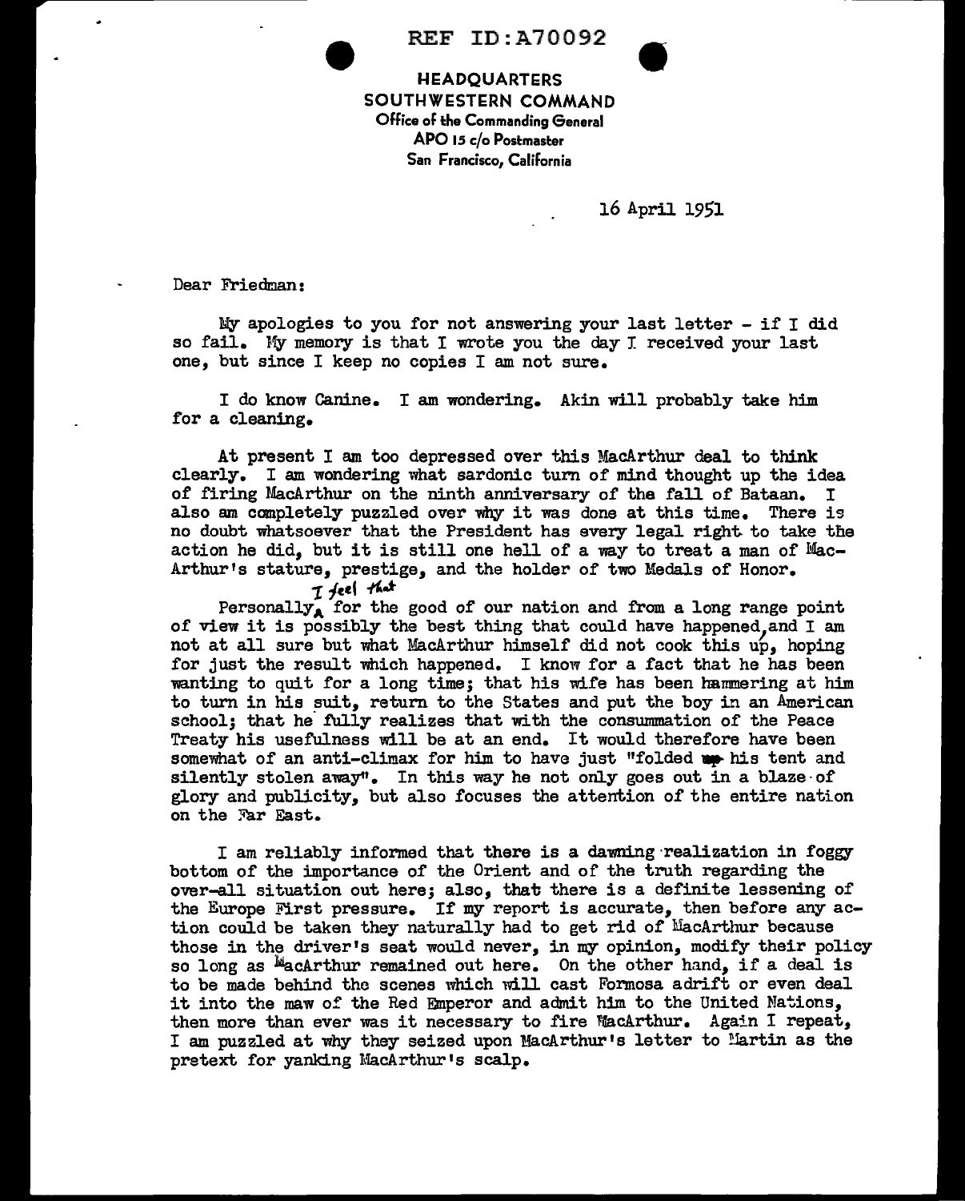REF ID:A70092

**HEADQUARTERS**
**SOUTHWESTERN COMMAND**
Office of the Commanding General
APO 15 c/o Postmaster
San Francisco, California

16 April 1951

Dear Friedman:

My apologies to you for not answering your last letter - if I did so fail. My memory is that I wrote you the day I received your last one, but since I keep no copies I am not sure.

I do know Canine. I am wondering. Akin will probably take him for a cleaning.

At present I am too depressed over this MacArthur deal to think clearly. I am wondering what sardonic turn of mind thought up the idea of firing MacArthur on the ninth anniversary of the fall of Bataan. I also am completely puzzled over why it was done at this time. There is no doubt whatsoever that the President has every legal right to take the action he did, but it is still one hell of a way to treat a man of MacArthur's stature, prestige, and the holder of two Medals of Honor.

Personally, I feel that for the good of our nation and from a long range point of view it is possibly the best thing that could have happened, and I am not at all sure but what MacArthur himself did not cook this up, hoping for just the result which happened. I know for a fact that he has been wanting to quit for a long time; that his wife has been hammering at him to turn in his suit, return to the States and put the boy in an American school; that he fully realizes that with the consummation of the Peace Treaty his usefulness will be at an end. It would therefore have been somewhat of an anti-climax for him to have just "folded his tent and silently stolen away". In this way he not only goes out in a blaze of glory and publicity, but also focuses the attention of the entire nation on the Far East.

I am reliably informed that there is a dawning realization in foggy bottom of the importance of the Orient and of the truth regarding the over-all situation out here; also, that there is a definite lessening of the Europe First pressure. If my report is accurate, then before any action could be taken they naturally had to get rid of MacArthur because those in the driver's seat would never, in my opinion, modify their policy so long as MacArthur remained out here. On the other hand, if a deal is to be made behind the scenes which will cast Formosa adrift or even deal it into the maw of the Red Emperor and admit him to the United Nations, then more than ever was it necessary to fire MacArthur. Again I repeat, I am puzzled at why they seized upon MacArthur's letter to Martin as the pretext for yanking MacArthur's scalp.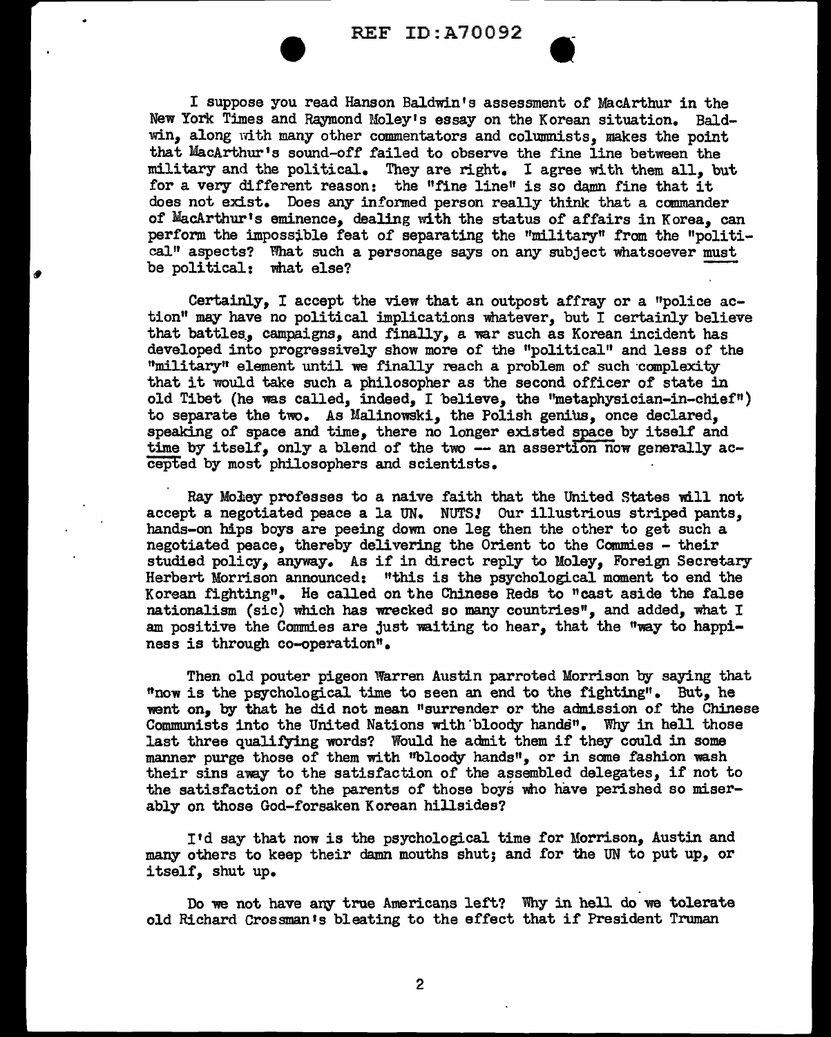I suppose you read Hanson Baldwin's assessment of MacArthur in the New York Times and Raymond Moley's essay on the Korean situation. Baldwin, along with many other commentators and columnists, makes the point that MacArthur's sound-off failed to observe the fine line between the military and the political. They are right. I agree with them all, but for a very different reason: the "fine line" is so damn fine that it does not exist. Does any informed person really think that a commander of MacArthur's eminence, dealing with the status of affairs in Korea, can perform the impossible feat of separating the "military" from the "political" aspects? What such a personage says on any subject whatsoever must be political: what else?

Certainly, I accept the view that an outpost affray or a "police action" may have no political implications whatever, but I certainly believe that battles, campaigns, and finally, a war such as Korean incident has developed into progressively show more of the "political" and less of the "military" element until we finally reach a problem of such complexity that it would take such a philosopher as the second officer of state in old Tibet (he was called, indeed, I believe, the "metaphysician-in-chief") to separate the two. As Malinowski, the Polish genius, once declared, speaking of space and time, there no longer existed space by itself and time by itself, only a blend of the two -- an assertion now generally accepted by most philosophers and scientists.

Ray Moley professes to a naive faith that the United States will not accept a negotiated peace a la UN. NUTS! Our illustrious striped pants, hands-on hips boys are peeing down one leg then the other to get such a negotiated peace, thereby delivering the Orient to the Commies - their studied policy, anyway. As if in direct reply to Moley, Foreign Secretary Herbert Morrison announced: "this is the psychological moment to end the Korean fighting". He called on the Chinese Reds to "cast aside the false nationalism (sic) which has wrecked so many countries", and added, what I am positive the Commies are just waiting to hear, that the "way to happiness is through co-operation".

Then old pouter pigeon Warren Austin parroted Morrison by saying that "now is the psychological time to seen an end to the fighting". But, he went on, by that he did not mean "surrender or the admission of the Chinese Communists into the United Nations with bloody hands". Why in hell those last three qualifying words? Would he admit them if they could in some manner purge those of them with "bloody hands", or in some fashion wash their sins away to the satisfaction of the assembled delegates, if not to the satisfaction of the parents of those boys who have perished so miserably on those God-forsaken Korean hillsides?

I'd say that now is the psychological time for Morrison, Austin and many others to keep their damn mouths shut; and for the UN to put up, or itself, shut up.

Do we not have any true Americans left? Why in hell do we tolerate old Richard Crossman's bleating to the effect that if President Truman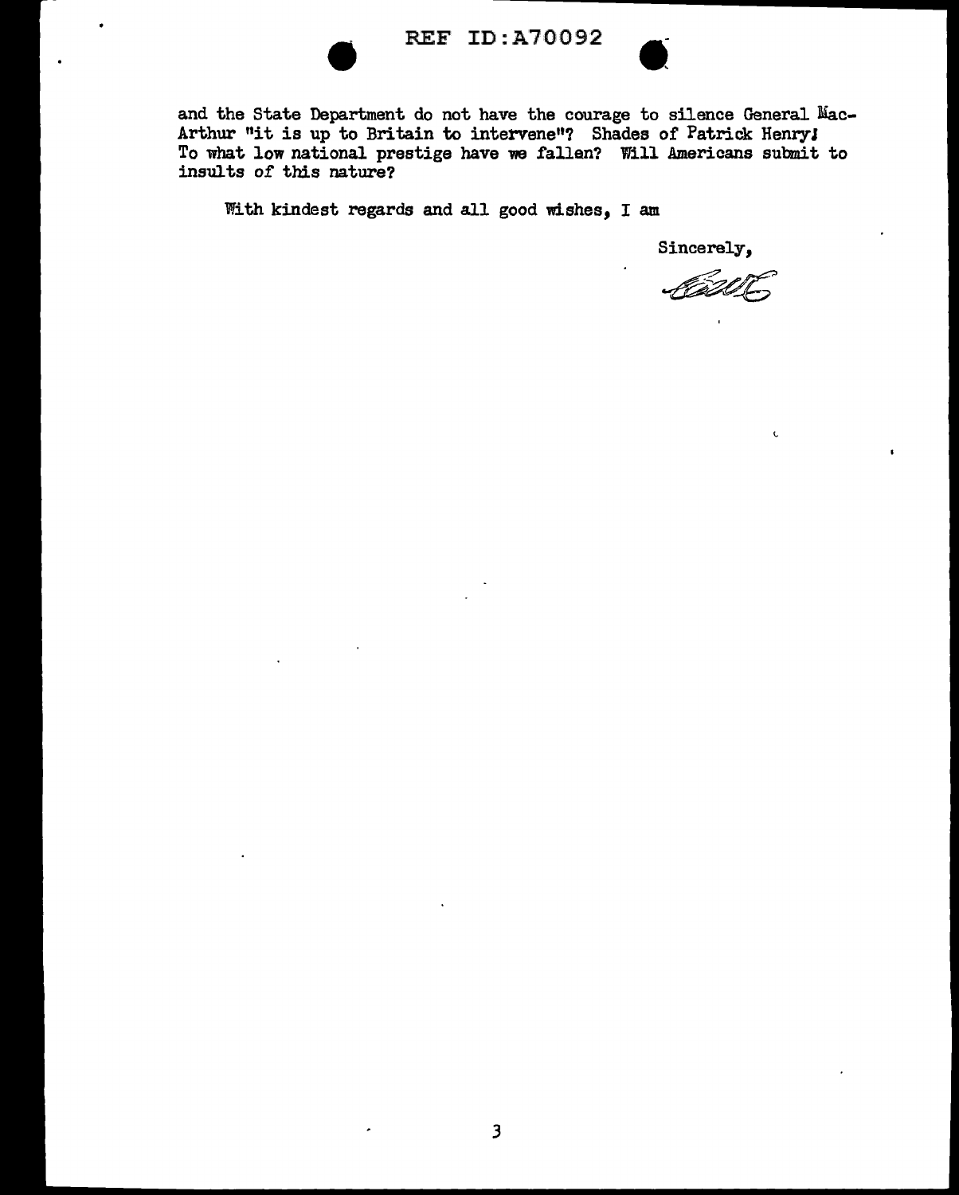and the State Department do not have the courage to silence General MacArthur "it is up to Britain to intervene"? Shades of Patrick Henry! To what low national prestige have we fallen? Will Americans submit to insults of this nature?

With kindest regards and all good wishes, I am

Sincerely,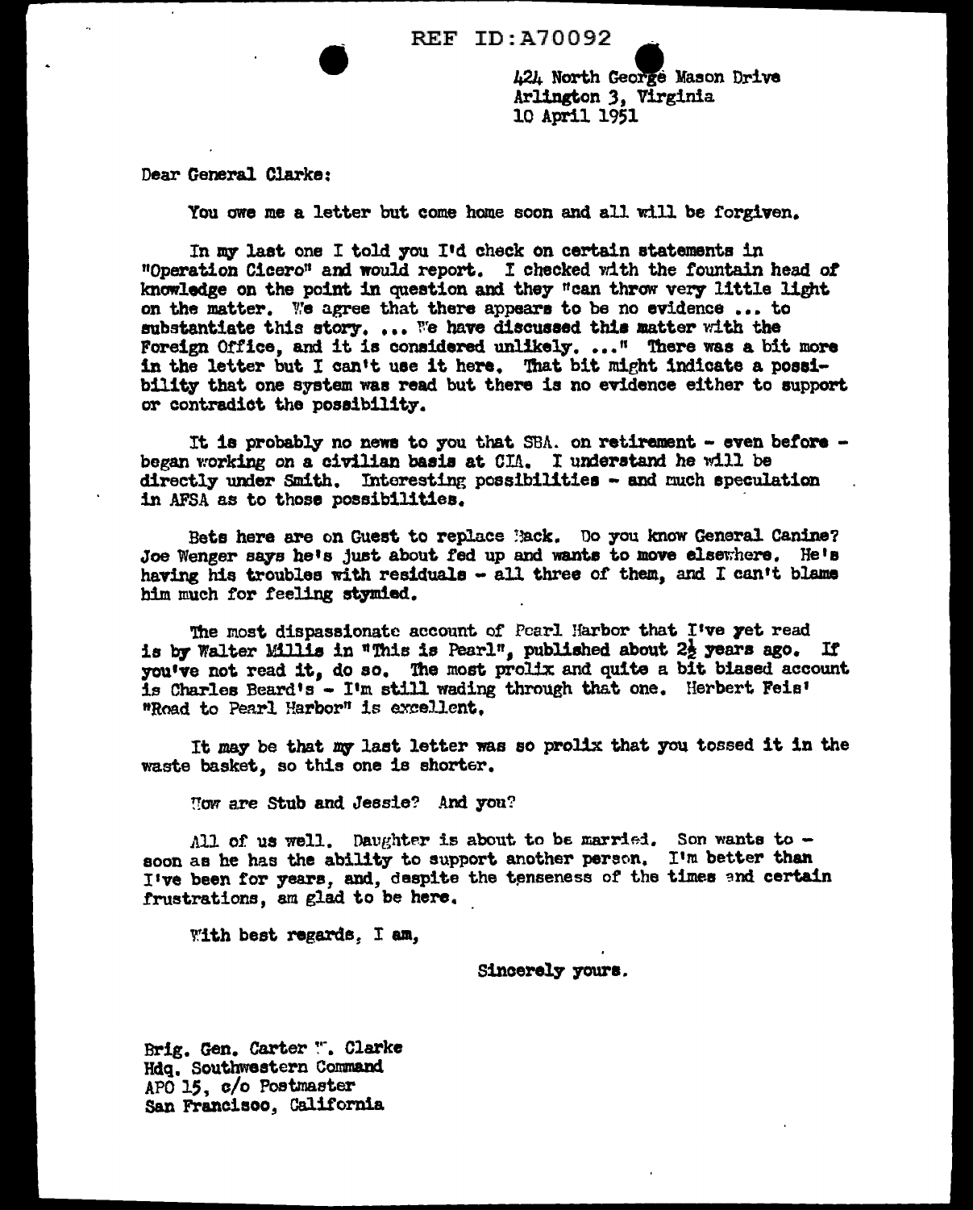REF ID:A70092

424 North George Mason Drive
Arlington 3, Virginia
10 April 1951

Dear General Clarke:

You owe me a letter but come home soon and all will be forgiven.

In my last one I told you I'd check on certain statements in "Operation Cicero" and would report. I checked with the fountain head of knowledge on the point in question and they "can throw very little light on the matter. We agree that there appears to be no evidence ... to substantiate this story. ... We have discussed this matter with the Foreign Office, and it is considered unlikely. ..." There was a bit more in the letter but I can't use it here. That bit might indicate a possibility that one system was read but there is no evidence either to support or contradict the possibility.

It is probably no news to you that SBA. on retirement - even before - began working on a civilian basis at CIA. I understand he will be directly under Smith. Interesting possibilities - and much speculation in AFSA as to those possibilities.

Bets here are on Guest to replace Hack. Do you know General Canine? Joe Wenger says he's just about fed up and wants to move elsewhere. He's having his troubles with residuals - all three of them, and I can't blame him much for feeling stymied.

The most dispassionate account of Pearl Harbor that I've yet read is by Walter Millis in "This is Pearl", published about 2½ years ago. If you've not read it, do so. The most prolix and quite a bit biased account is Charles Beard's - I'm still wading through that one. Herbert Feis' "Road to Pearl Harbor" is excellent.

It may be that my last letter was so prolix that you tossed it in the waste basket, so this one is shorter.

How are Stub and Jessie? And you?

All of us well. Daughter is about to be married. Son wants to - soon as he has the ability to support another person. I'm better than I've been for years, and, despite the tenseness of the times and certain frustrations, am glad to be here.

With best regards, I am,

Sincerely yours.

Brig. Gen. Carter W. Clarke
Hdq. Southwestern Command
APO 15, c/o Postmaster
San Francisco, California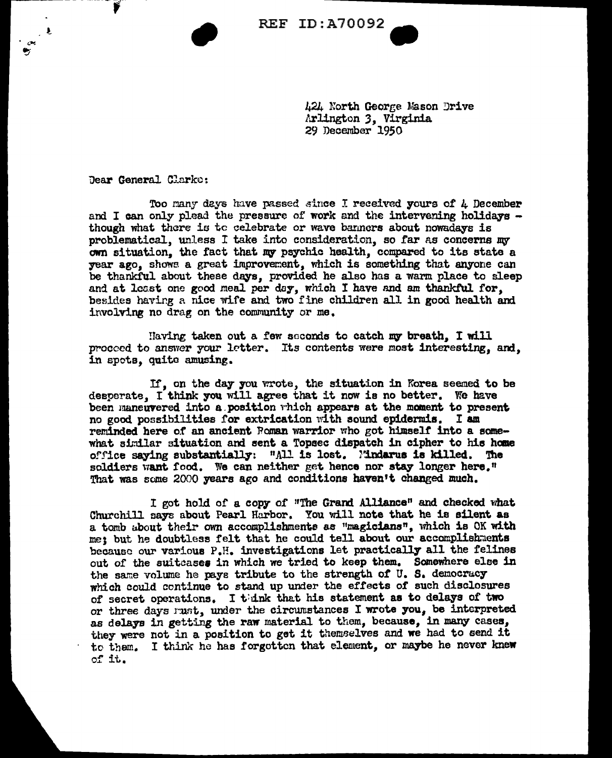REF ID:A70092

424 North George Mason Drive
Arlington 3, Virginia
29 December 1950

Dear General Clarke:

Too many days have passed since I received yours of 4 December and I can only plead the pressure of work and the intervening holidays - though what there is to celebrate or wave banners about nowadays is problematical, unless I take into consideration, so far as concerns my own situation, the fact that my psychic health, compared to its state a year ago, shows a great improvement, which is something that anyone can be thankful about these days, provided he also has a warm place to sleep and at least one good meal per day, which I have and am thankful for, besides having a nice wife and two fine children all in good health and involving no drag on the community or me.

Having taken out a few seconds to catch my breath, I will proceed to answer your letter. Its contents were most interesting, and, in spots, quite amusing.

If, on the day you wrote, the situation in Korea seemed to be desperate, I think you will agree that it now is no better. We have been maneuvered into a position which appears at the moment to present no good possibilities for extrication with sound epidermis. I am reminded here of an ancient Roman warrior who got himself into a somewhat similar situation and sent a Topsec dispatch in cipher to his home office saying substantially: "All is lost. Mindarus is killed. The soldiers want food. We can neither get hence nor stay longer here." That was some 2000 years ago and conditions haven't changed much.

I got hold of a copy of "The Grand Alliance" and checked what Churchill says about Pearl Harbor. You will note that he is silent as a tomb about their own accomplishments as "magicians", which is OK with me; but he doubtless felt that he could tell about our accomplishments because our various P.H. investigations let practically all the felines out of the suitcases in which we tried to keep them. Somewhere else in the same volume he pays tribute to the strength of U. S. democracy which could continue to stand up under the effects of such disclosures of secret operations. I think that his statement as to delays of two or three days must, under the circumstances I wrote you, be interpreted as delays in getting the raw material to them, because, in many cases, they were not in a position to get it themselves and we had to send it to them. I think he has forgotten that element, or maybe he never knew of it.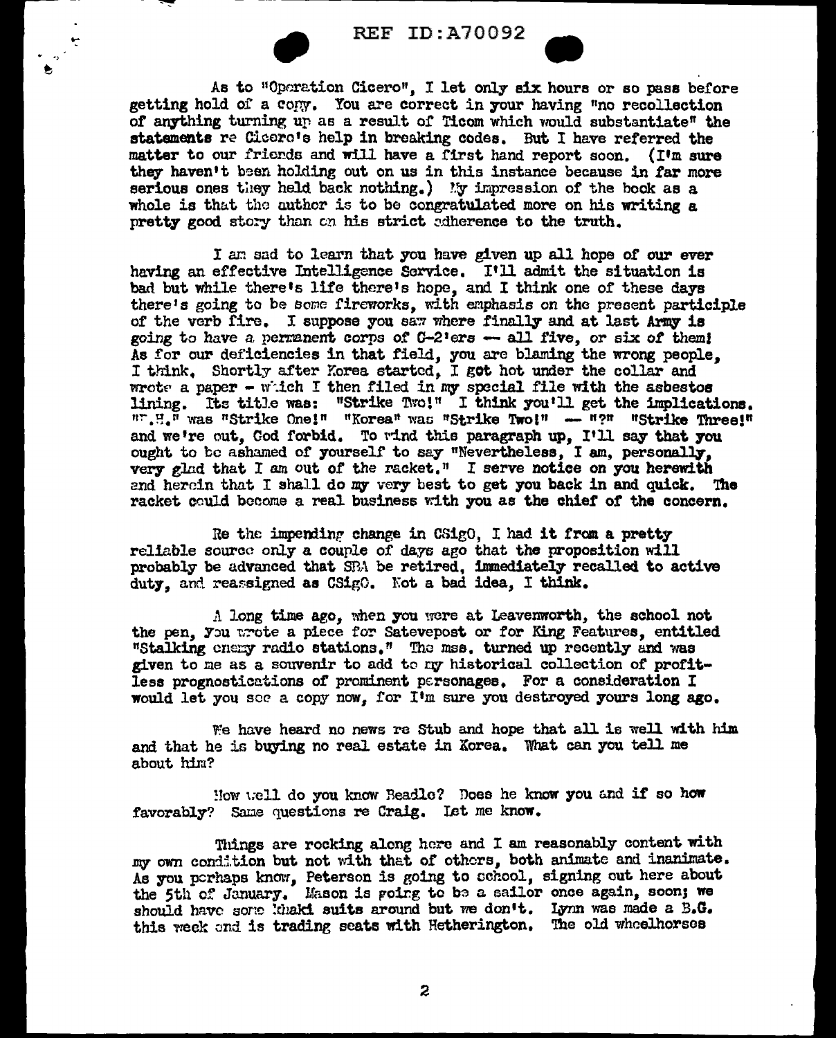As to "Operation Cicero", I let only six hours or so pass before getting hold of a copy. You are correct in your having "no recollection of anything turning up as a result of Ticom which would substantiate" the statements re Cicero's help in breaking codes. But I have referred the matter to our friends and will have a first hand report soon. (I'm sure they haven't been holding out on us in this instance because in far more serious ones they held back nothing.) My impression of the book as a whole is that the author is to be congratulated more on his writing a pretty good story than on his strict adherence to the truth.

I am sad to learn that you have given up all hope of our ever having an effective Intelligence Service. I'll admit the situation is bad but while there's life there's hope, and I think one of these days there's going to be some fireworks, with emphasis on the present participle of the verb fire. I suppose you saw where finally and at last Army is going to have a permanent corps of G-2'ers — all five, or six of them! As for our deficiencies in that field, you are blaming the wrong people, I think. Shortly after Korea started, I got hot under the collar and wrote a paper - which I then filed in my special file with the asbestos lining. Its title was: "Strike Two!" I think you'll get the implications. "P.H." was "Strike One!" "Korea" was "Strike Two!" — "?" "Strike Three!" and we're out, God forbid. To wind this paragraph up, I'll say that you ought to be ashamed of yourself to say "Nevertheless, I am, personally, very glad that I am out of the racket." I serve notice on you herewith and herein that I shall do my very best to get you back in and quick. The racket could become a real business with you as the chief of the concern.

Re the impending change in CSigO, I had it from a pretty reliable source only a couple of days ago that the proposition will probably be advanced that SBA be retired, immediately recalled to active duty, and reassigned as CSigO. Not a bad idea, I think.

A long time ago, when you were at Leavenworth, the school not the pen, you wrote a piece for Satevepost or for King Features, entitled "Stalking enemy radio stations." The mss. turned up recently and was given to me as a souvenir to add to my historical collection of profitless prognostications of prominent personages. For a consideration I would let you see a copy now, for I'm sure you destroyed yours long ago.

We have heard no news re Stub and hope that all is well with him and that he is buying no real estate in Korea. What can you tell me about him?

How well do you know Beadle? Does he know you and if so how favorably? Same questions re Craig. Let me know.

Things are rocking along here and I am reasonably content with my own condition but not with that of others, both animate and inanimate. As you perhaps know, Peterson is going to school, signing out here about the 5th of January. Mason is going to be a sailor once again, soon; we should have some khaki suits around but we don't. Lynn was made a B.G. this week and is trading seats with Hetherington. The old wheelhorses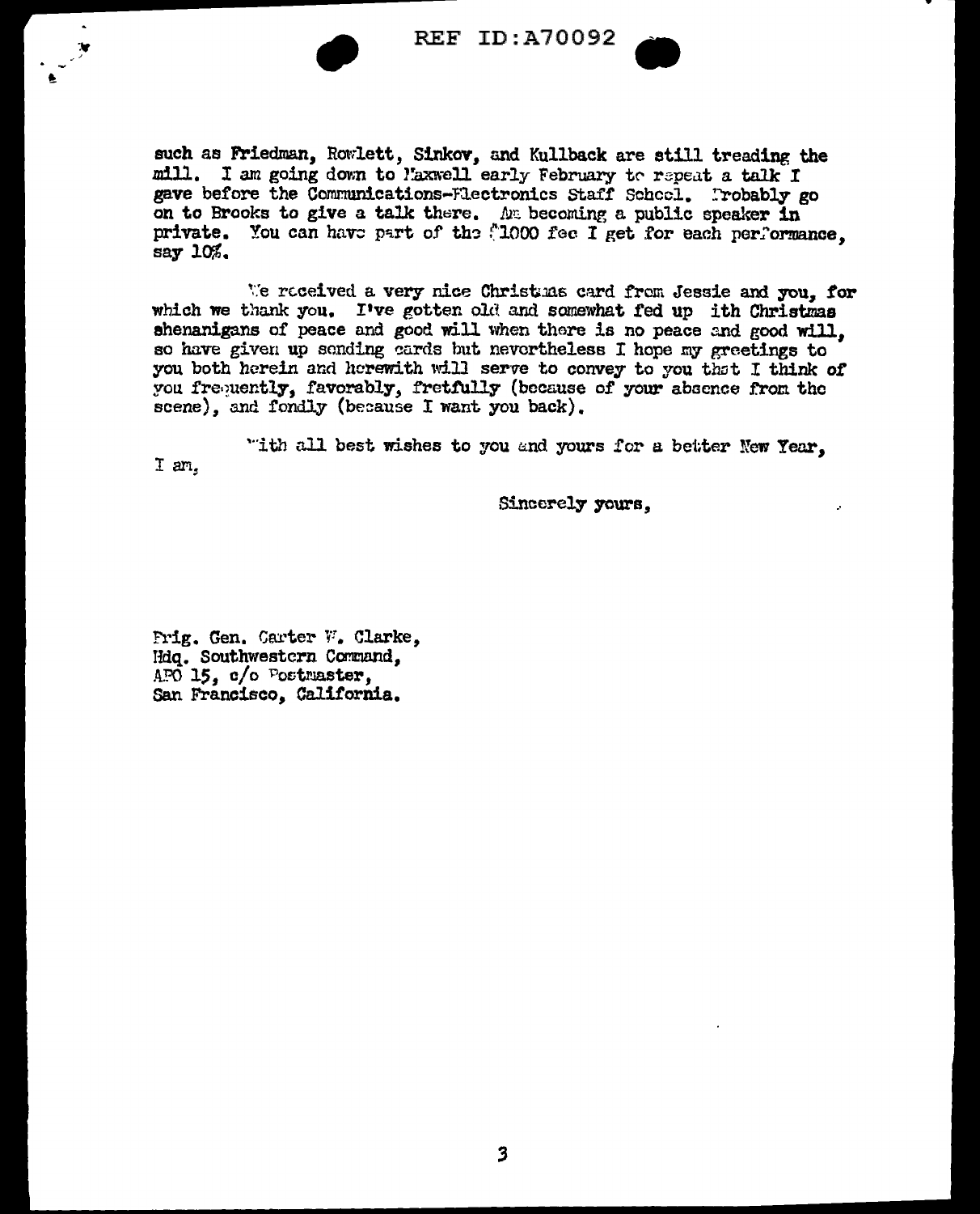such as Friedman, Rowlett, Sinkov, and Kullback are still treading the mill. I am going down to Maxwell early February to repeat a talk I gave before the Communications-Electronics Staff School. Probably go on to Brooks to give a talk there. Am becoming a public speaker in private. You can have part of the $1000 fee I get for each performance, say 10%.

We received a very nice Christmas card from Jessie and you, for which we thank you. I've gotten old and somewhat fed up with Christmas shenanigans of peace and good will when there is no peace and good will, so have given up sending cards but nevertheless I hope my greetings to you both herein and herewith will serve to convey to you that I think of you frequently, favorably, fretfully (because of your absence from the scene), and fondly (because I want you back).

With all best wishes to you and yours for a better New Year, I am,

Sincerely yours,

Brig. Gen. Carter W. Clarke,
Hdq. Southwestern Command,
APO 15, c/o Postmaster,
San Francisco, California.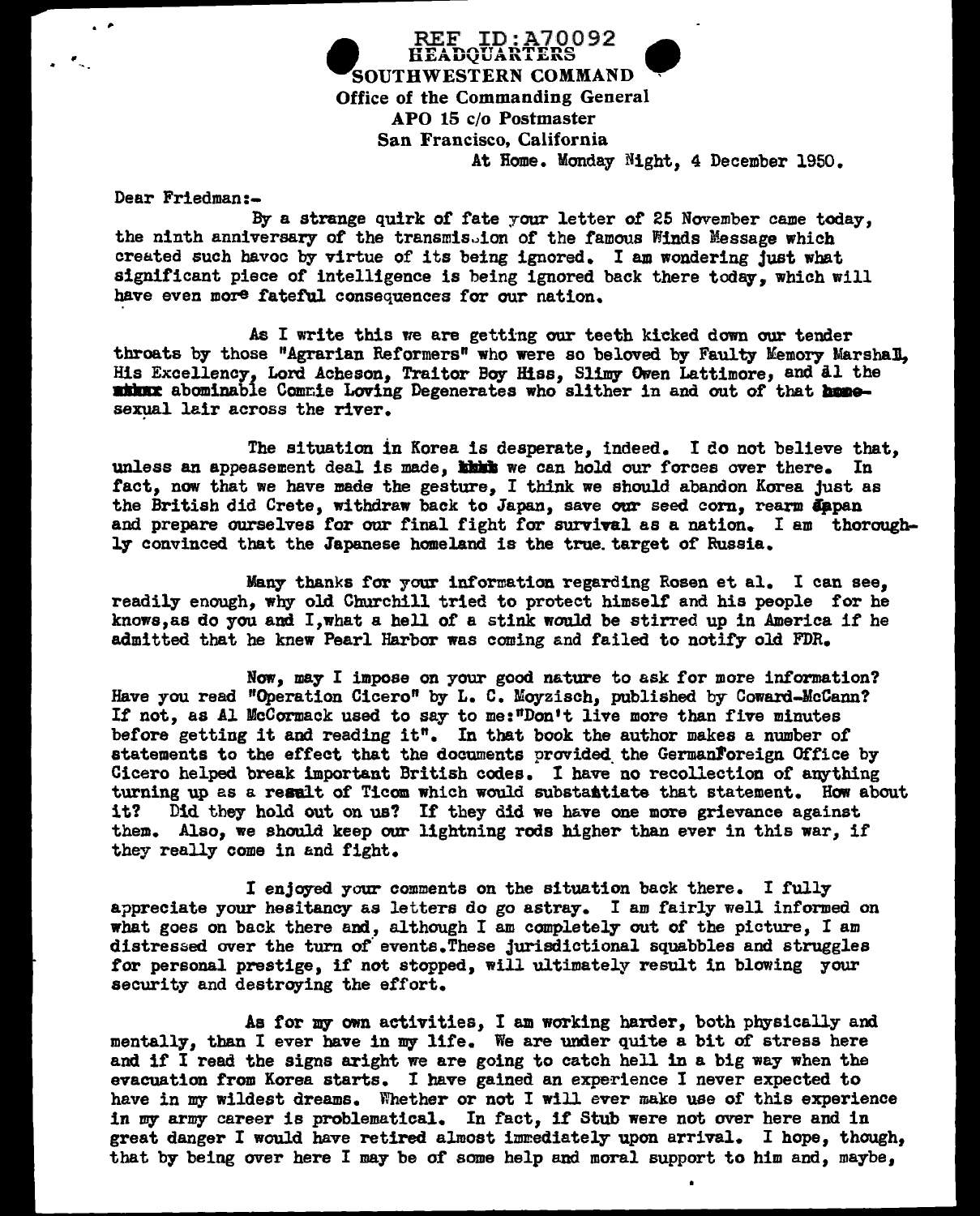REF ID:A70092

HEADQUARTERS
SOUTHWESTERN COMMAND
Office of the Commanding General
APO 15 c/o Postmaster
San Francisco, California

At Home. Monday Night, 4 December 1950.

Dear Friedman:-

By a strange quirk of fate your letter of 25 November came today, the ninth anniversary of the transmission of the famous Winds Message which created such havoc by virtue of its being ignored. I am wondering just what significant piece of intelligence is being ignored back there today, which will have even more fateful consequences for our nation.

As I write this we are getting our teeth kicked down our tender throats by those "Agrarian Reformers" who were so beloved by Faulty Memory Marshall, His Excellency, Lord Acheson, Traitor Boy Hiss, Slimy Owen Lattimore, and al the abominable Commie Loving Degenerates who slither in and out of that homosexual lair across the river.

The situation in Korea is desperate, indeed. I do not believe that, unless an appeasement deal is made, we can hold our forces over there. In fact, now that we have made the gesture, I think we should abandon Korea just as the British did Crete, withdraw back to Japan, save our seed corn, rearm Japan and prepare ourselves for our final fight for survival as a nation. I am thoroughly convinced that the Japanese homeland is the true target of Russia.

Many thanks for your information regarding Rosen et al. I can see, readily enough, why old Churchill tried to protect himself and his people for he knows, as do you and I, what a hell of a stink would be stirred up in America if he admitted that he knew Pearl Harbor was coming and failed to notify old FDR.

Now, may I impose on your good nature to ask for more information? Have you read "Operation Cicero" by L. C. Moyzisch, published by Coward-McCann? If not, as Al McCormack used to say to me: "Don't live more than five minutes before getting it and reading it". In that book the author makes a number of statements to the effect that the documents provided the German Foreign Office by Cicero helped break important British codes. I have no recollection of anything turning up as a result of Ticom which would substantiate that statement. How about it? Did they hold out on us? If they did we have one more grievance against them. Also, we should keep our lightning rods higher than ever in this war, if they really come in and fight.

I enjoyed your comments on the situation back there. I fully appreciate your hesitancy as letters do go astray. I am fairly well informed on what goes on back there and, although I am completely out of the picture, I am distressed over the turn of events. These jurisdictional squabbles and struggles for personal prestige, if not stopped, will ultimately result in blowing your security and destroying the effort.

As for my own activities, I am working harder, both physically and mentally, than I ever have in my life. We are under quite a bit of stress here and if I read the signs aright we are going to catch hell in a big way when the evacuation from Korea starts. I have gained an experience I never expected to have in my wildest dreams. Whether or not I will ever make use of this experience in my army career is problematical. In fact, if Stub were not over here and in great danger I would have retired almost immediately upon arrival. I hope, though, that by being over here I may be of some help and moral support to him and, maybe,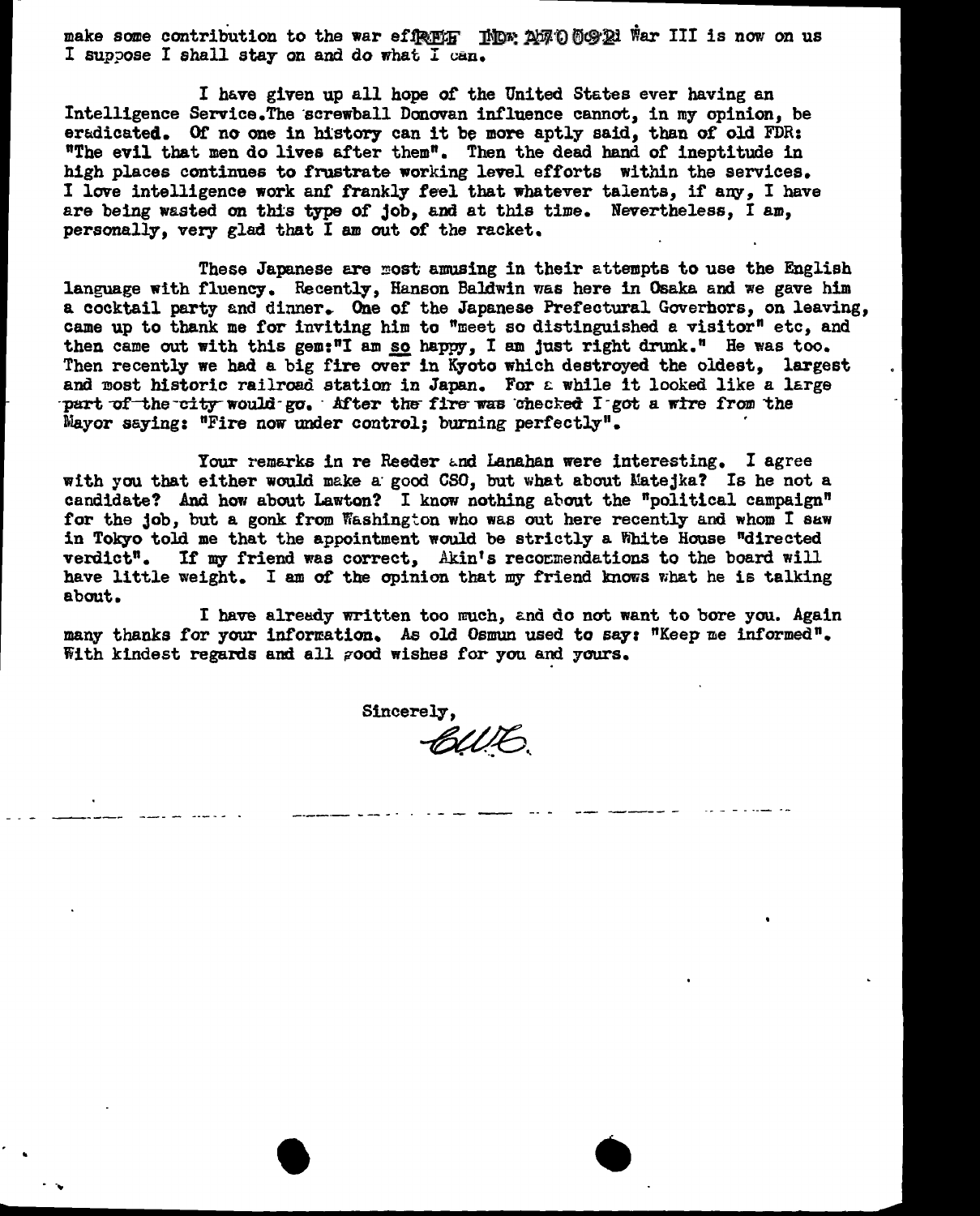make some contribution to the war eff REF ID: A70092 War III is now on us I suppose I shall stay on and do what I can.

I have given up all hope of the United States ever having an Intelligence Service. The screwball Donovan influence cannot, in my opinion, be eradicated. Of no one in history can it be more aptly said, than of old FDR: "The evil that men do lives after them". Then the dead hand of ineptitude in high places continues to frustrate working level efforts within the services. I love intelligence work anf frankly feel that whatever talents, if any, I have are being wasted on this type of job, and at this time. Nevertheless, I am, personally, very glad that I am out of the racket.

These Japanese are most amusing in their attempts to use the English language with fluency. Recently, Hanson Baldwin was here in Osaka and we gave him a cocktail party and dinner. One of the Japanese Prefectural Goverhors, on leaving, came up to thank me for inviting him to "meet so distinguished a visitor" etc, and then came out with this gem: "I am <u>so</u> happy, I am just right drunk." He was too. Then recently we had a big fire over in Kyoto which destroyed the oldest, largest and most historic railroad station in Japan. For a while it looked like a large part of the city would go. After the fire was checked I got a wire from the Mayor saying: "Fire now under control; burning perfectly".

Your remarks in re Reeder and Lanahan were interesting. I agree with you that either would make a good CSO, but what about Matejka? Is he not a candidate? And how about Lawton? I know nothing about the "political campaign" for the job, but a gonk from Washington who was out here recently and whom I saw in Tokyo told me that the appointment would be strictly a White House "directed verdict". If my friend was correct, Akin's recommendations to the board will have little weight. I am of the opinion that my friend knows what he is talking about.

I have already written too much, and do not want to bore you. Again many thanks for your information. As old Osmun used to say: "Keep me informed". With kindest regards and all good wishes for you and yours.

Sincerely,

CWB.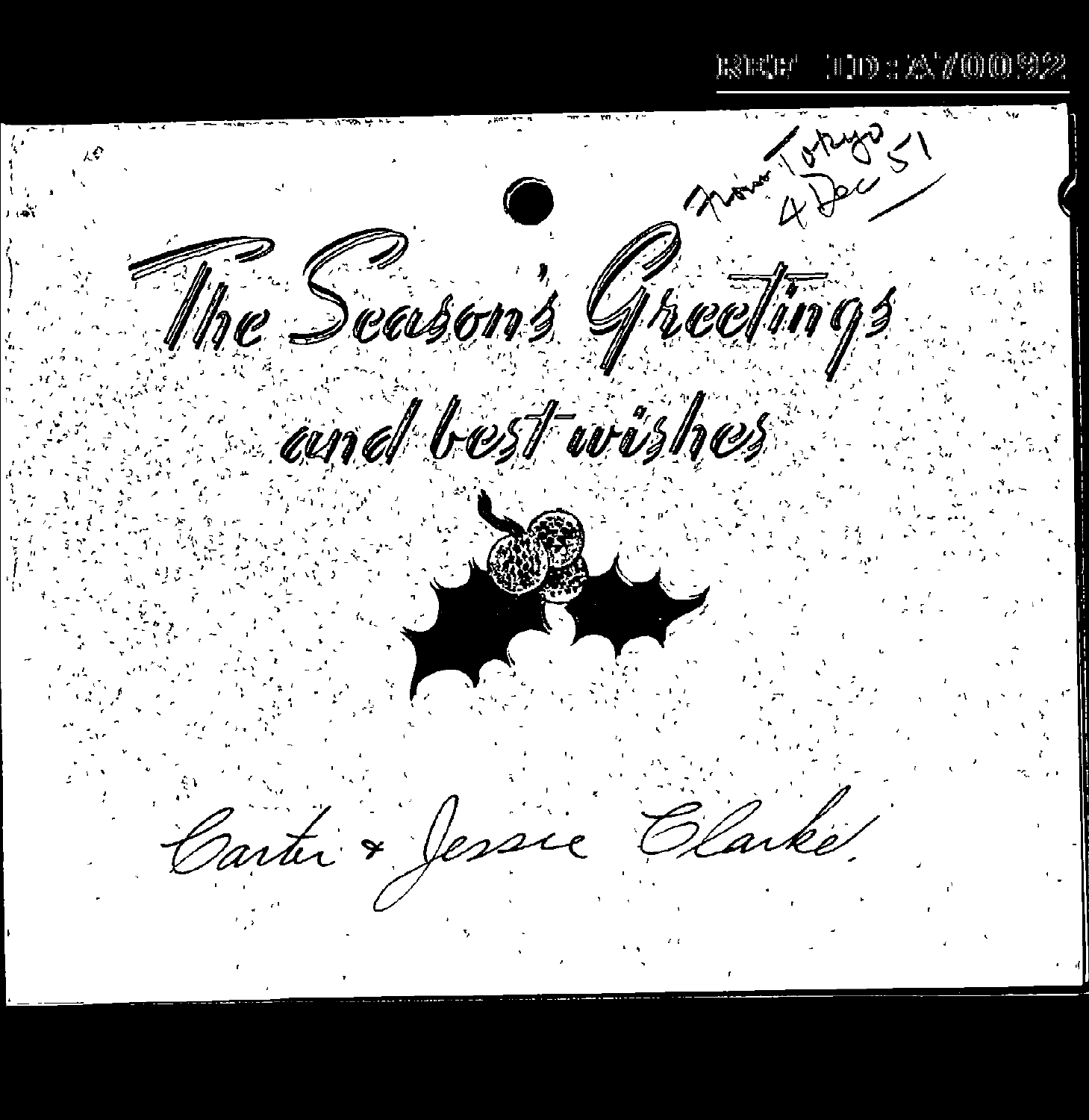From Tokyo
4 Dec 51

The Season's Greetings

and best wishes

Carter & Jessie Clarke.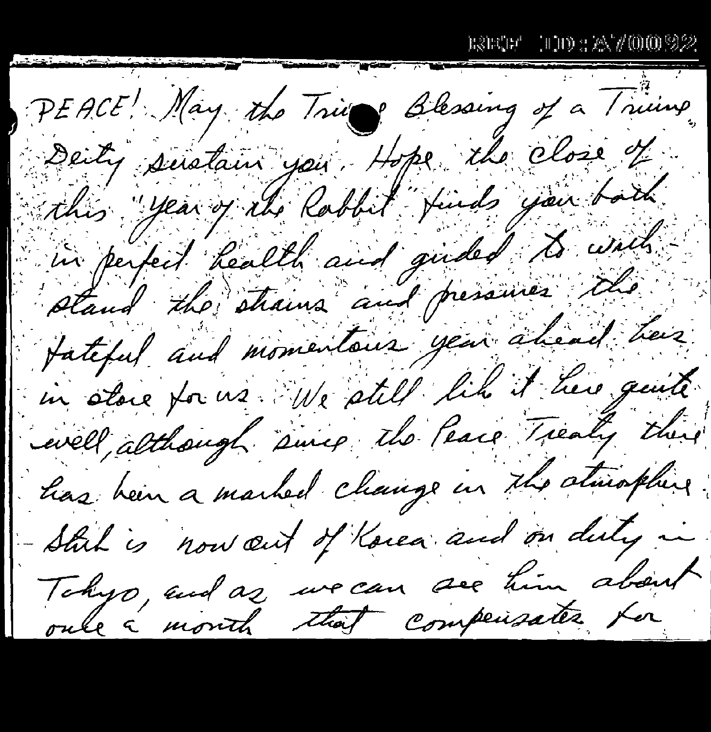PEACE! May the Triune Blessing of a Triune Deity sustain you. Hope the close of this "year of the Rabbit" finds you both in perfect health and guided to withstand the strains and pressures the fateful and momentous year ahead has in store for us. We still like it here quite well, although since the Peace Treaty there has been a marked change in the atmosphere. Stub is now out of Korea and on duty in Tokyo, and as we can see him about once a month that compensates for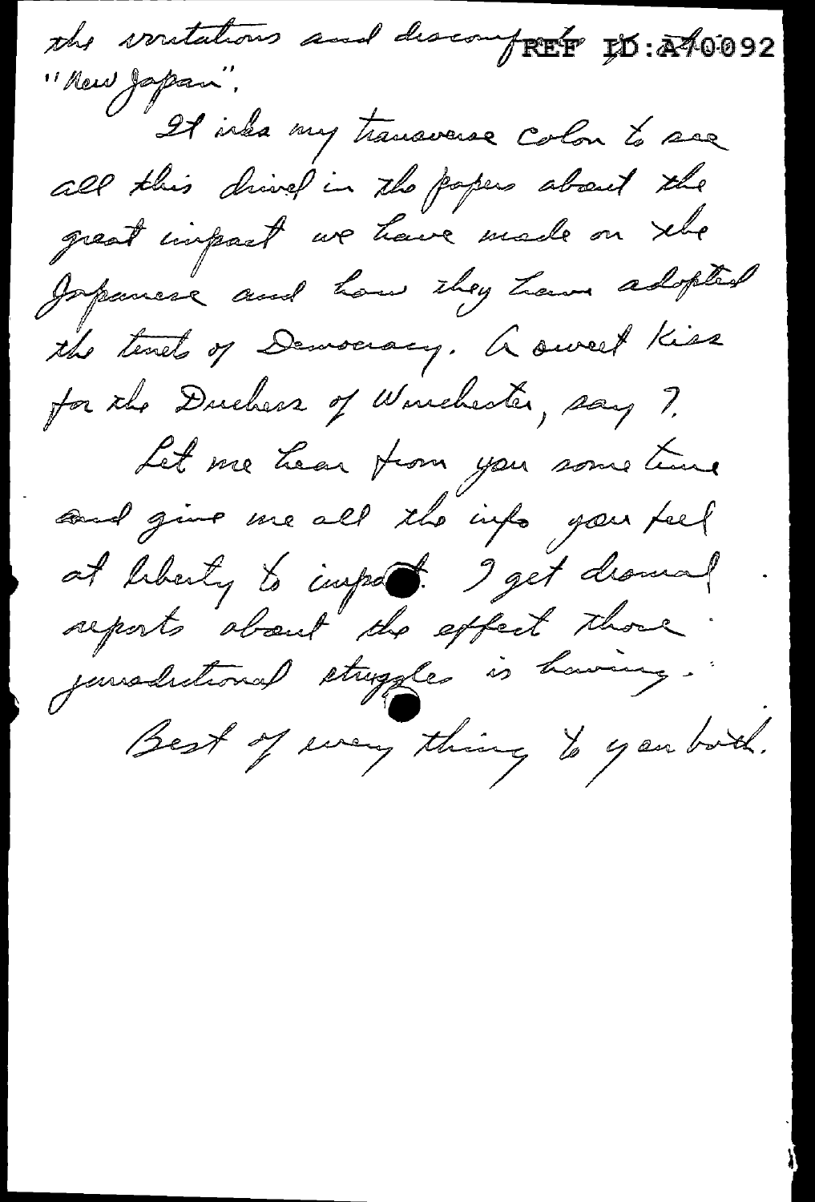the irritations and discomforts of
"New Japan".

It irks my transverse colon to see all this drivel in the papers about the great impact we have made on the Japanese and how they have adopted the tenets of Democracy. A sweet kiss for the Duchess of Winchester, say I.

Let me hear from you some time and give me all the info you feel at liberty to impart. I get dismal reports about the effect those jurisdictional struggles is having.

Best of everything to you both.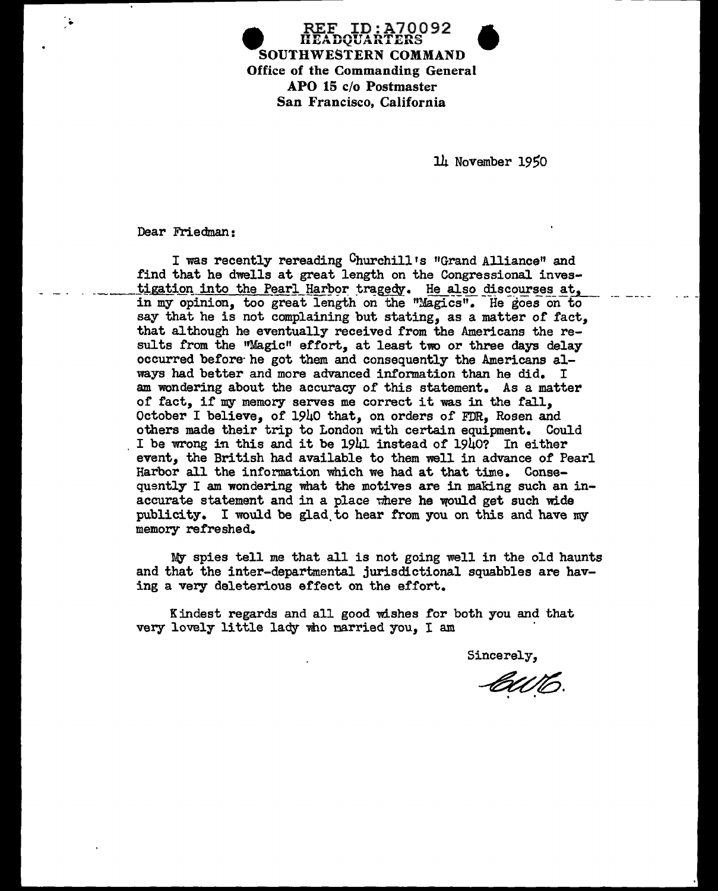REF ID:A70092

**HEADQUARTERS**
**SOUTHWESTERN COMMAND**
**Office of the Commanding General**
**APO 15 c/o Postmaster**
**San Francisco, California**

14 November 1950

Dear Friedman:

I was recently rereading Churchill's "Grand Alliance" and find that he dwells at great length on the Congressional investigation into the Pearl Harbor tragedy. He also discourses at, in my opinion, too great length on the "Magics". He goes on to say that he is not complaining but stating, as a matter of fact, that although he eventually received from the Americans the results from the "Magic" effort, at least two or three days delay occurred before he got them and consequently the Americans always had better and more advanced information than he did. I am wondering about the accuracy of this statement. As a matter of fact, if my memory serves me correct it was in the fall, October I believe, of 1940 that, on orders of FDR, Rosen and others made their trip to London with certain equipment. Could I be wrong in this and it be 1941 instead of 1940? In either event, the British had available to them well in advance of Pearl Harbor all the information which we had at that time. Consequently I am wondering what the motives are in making such an inaccurate statement and in a place where he would get such wide publicity. I would be glad to hear from you on this and have my memory refreshed.

My spies tell me that all is not going well in the old haunts and that the inter-departmental jurisdictional squabbles are having a very deleterious effect on the effort.

Kindest regards and all good wishes for both you and that very lovely little lady who married you, I am

Sincerely,

Otto.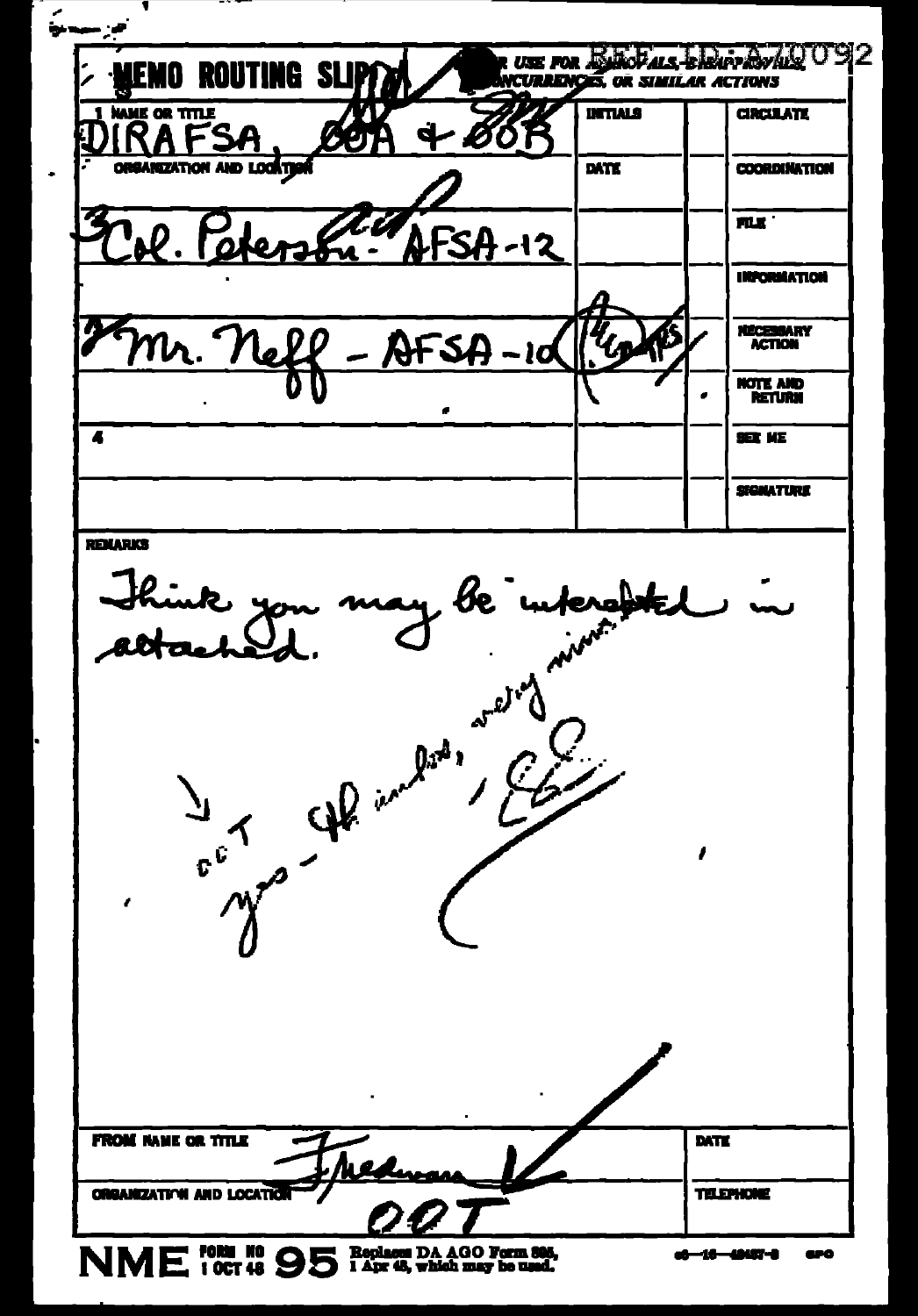REF ID:A70092

**MEMO ROUTING SLIP** — NEVER USE FOR APPROVALS, DISAPPROVALS, CONCURRENCES, OR SIMILAR ACTIONS

| NAME OR TITLE | INITIALS | | CIRCULATE |
|---|---|---|---|
| 1 DIRAFSA, 00A + 00B | | | |
| ORGANIZATION AND LOCATION | DATE | | COORDINATION |
| 3 Col. Peterson - AFSA-12 | | | FILE |
| | | | INFORMATION |
| 2 Mr. Neff - AFSA-10 | | | NECESSARY ACTION |
| | | | NOTE AND RETURN |
| 4 | | | SEE ME |
| | | | SIGNATURE |

REMARKS

Think you may be interested in attached.

yes - OOT. Th. included, very nice. — E.

| FROM NAME OR TITLE | DATE |
|---|---|
| Friedman | |
| ORGANIZATION AND LOCATION | TELEPHONE |
| OOT | |

NME FORM NO 95, 1 OCT 48 — Replaces DA AGO Form 895, 1 Apr 48, which may be used.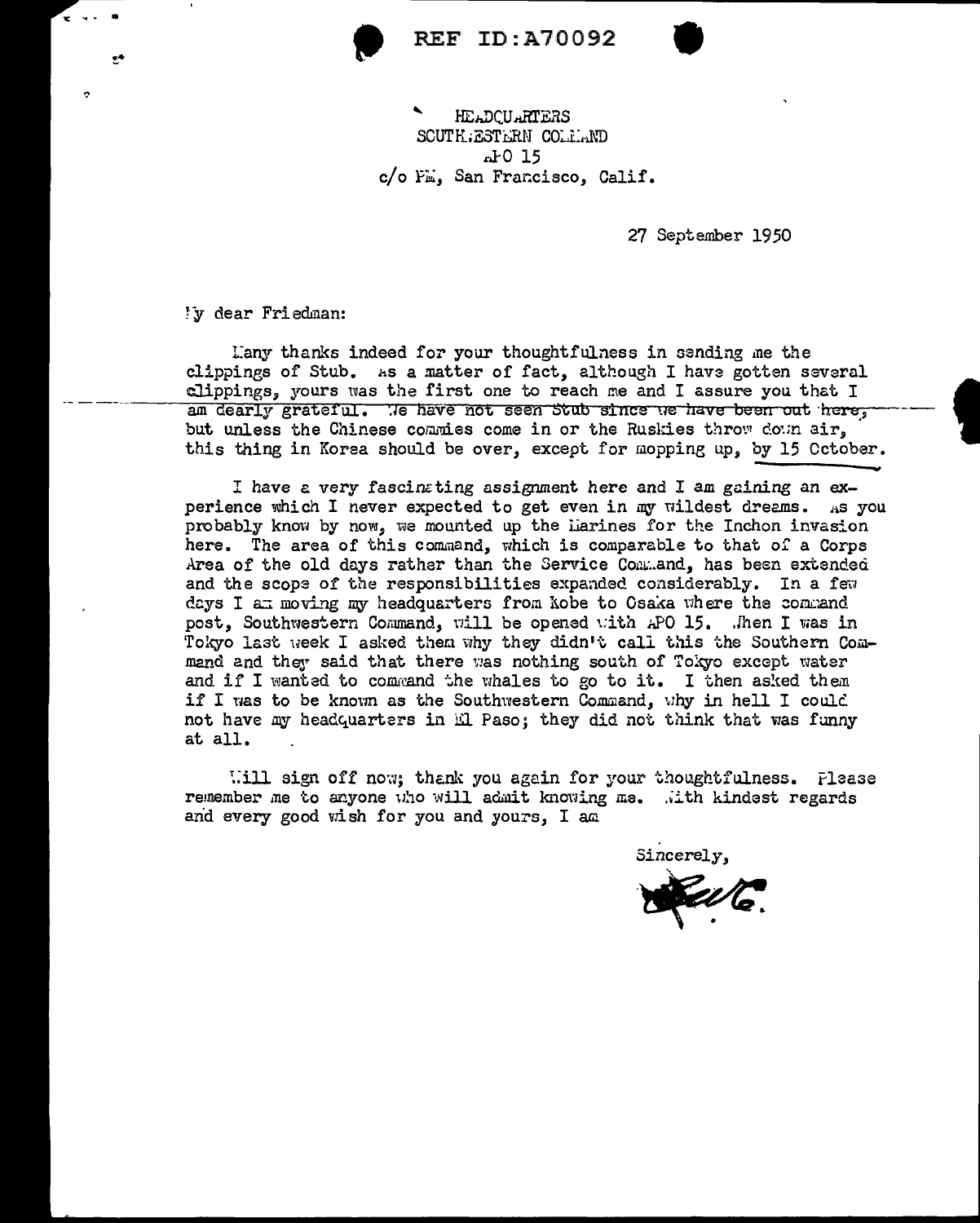REF ID:A70092

HEADQUARTERS
SOUTHWESTERN COMMAND
APO 15
c/o PM, San Francisco, Calif.

27 September 1950

My dear Friedman:

Many thanks indeed for your thoughtfulness in sending me the clippings of Stub. As a matter of fact, although I have gotten several clippings, yours was the first one to reach me and I assure you that I am dearly grateful. We have not seen Stub since we have been out here, but unless the Chinese commies come in or the Ruskies throw down air, this thing in Korea should be over, except for mopping up, by 15 October.

I have a very fascinating assignment here and I am gaining an experience which I never expected to get even in my wildest dreams. As you probably know by now, we mounted up the Marines for the Inchon invasion here. The area of this command, which is comparable to that of a Corps Area of the old days rather than the Service Command, has been extended and the scope of the responsibilities expanded considerably. In a few days I am moving my headquarters from Kobe to Osaka where the command post, Southwestern Command, will be opened with APO 15. When I was in Tokyo last week I asked them why they didn't call this the Southern Command and they said that there was nothing south of Tokyo except water and if I wanted to command the whales to go to it. I then asked them if I was to be known as the Southwestern Command, why in hell I could not have my headquarters in El Paso; they did not think that was funny at all.

Will sign off now; thank you again for your thoughtfulness. Please remember me to anyone who will admit knowing me. With kindest regards and every good wish for you and yours, I am

Sincerely,

Pete.